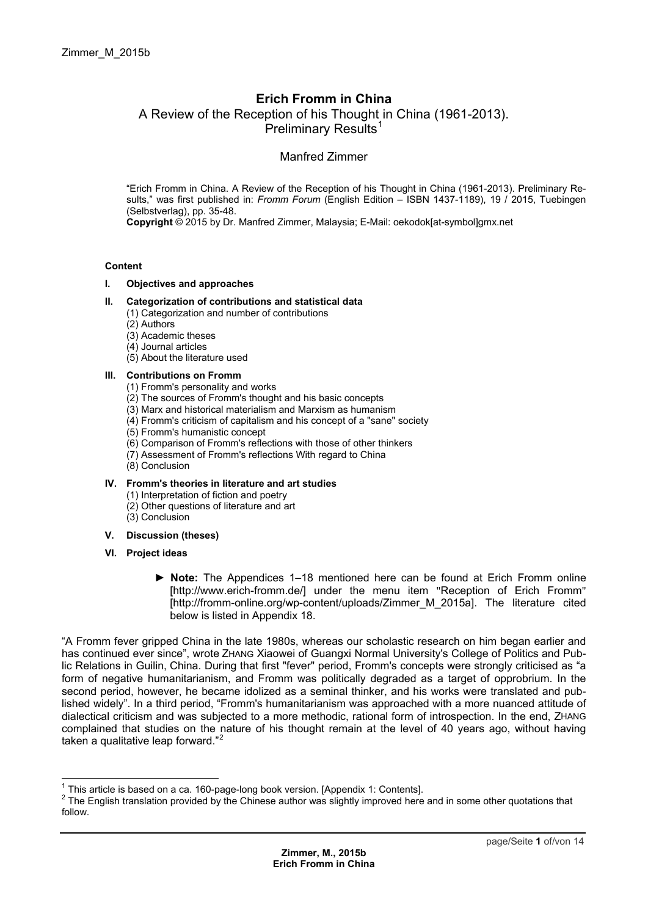Zimmer_M_2015b

# Erich Fromm in China

## A Review of the Reception of his Thought in China (1961-2013). Preliminary Results[1]

Manfred Zimmer

"Erich Fromm in China. A Review of the Reception of his Thought in China (1961-2013). Preliminary Results," was first published in: *Fromm Forum* (English Edition – ISBN 1437-1189), 19 / 2015, Tuebingen (Selbstverlag), pp. 35-48.
**Copyright** © 2015 by Dr. Manfred Zimmer, Malaysia; E-Mail: oekodok[at-symbol]gmx.net

**Content**

**I. Objectives and approaches**

**II. Categorization of contributions and statistical data**
- (1) Categorization and number of contributions
- (2) Authors
- (3) Academic theses
- (4) Journal articles
- (5) About the literature used

**III. Contributions on Fromm**
- (1) Fromm's personality and works
- (2) The sources of Fromm's thought and his basic concepts
- (3) Marx and historical materialism and Marxism as humanism
- (4) Fromm's criticism of capitalism and his concept of a "sane" society
- (5) Fromm's humanistic concept
- (6) Comparison of Fromm's reflections with those of other thinkers
- (7) Assessment of Fromm's reflections With regard to China
- (8) Conclusion

**IV. Fromm's theories in literature and art studies**
- (1) Interpretation of fiction and poetry
- (2) Other questions of literature and art
- (3) Conclusion

**V. Discussion (theses)**

**VI. Project ideas**

> ► **Note:** The Appendices 1–18 mentioned here can be found at Erich Fromm online [http://www.erich-fromm.de/] under the menu item "Reception of Erich Fromm" [http://fromm-online.org/wp-content/uploads/Zimmer_M_2015a]. The literature cited below is listed in Appendix 18.

"A Fromm fever gripped China in the late 1980s, whereas our scholastic research on him began earlier and has continued ever since", wrote ZHANG Xiaowei of Guangxi Normal University's College of Politics and Public Relations in Guilin, China. During that first "fever" period, Fromm's concepts were strongly criticised as "a form of negative humanitarianism, and Fromm was politically degraded as a target of opprobrium. In the second period, however, he became idolized as a seminal thinker, and his works were translated and published widely". In a third period, "Fromm's humanitarianism was approached with a more nuanced attitude of dialectical criticism and was subjected to a more methodic, rational form of introspection. In the end, ZHANG complained that studies on the nature of his thought remain at the level of 40 years ago, without having taken a qualitative leap forward."[2]

---

[1] This article is based on a ca. 160-page-long book version. [Appendix 1: Contents].

[2] The English translation provided by the Chinese author was slightly improved here and in some other quotations that follow.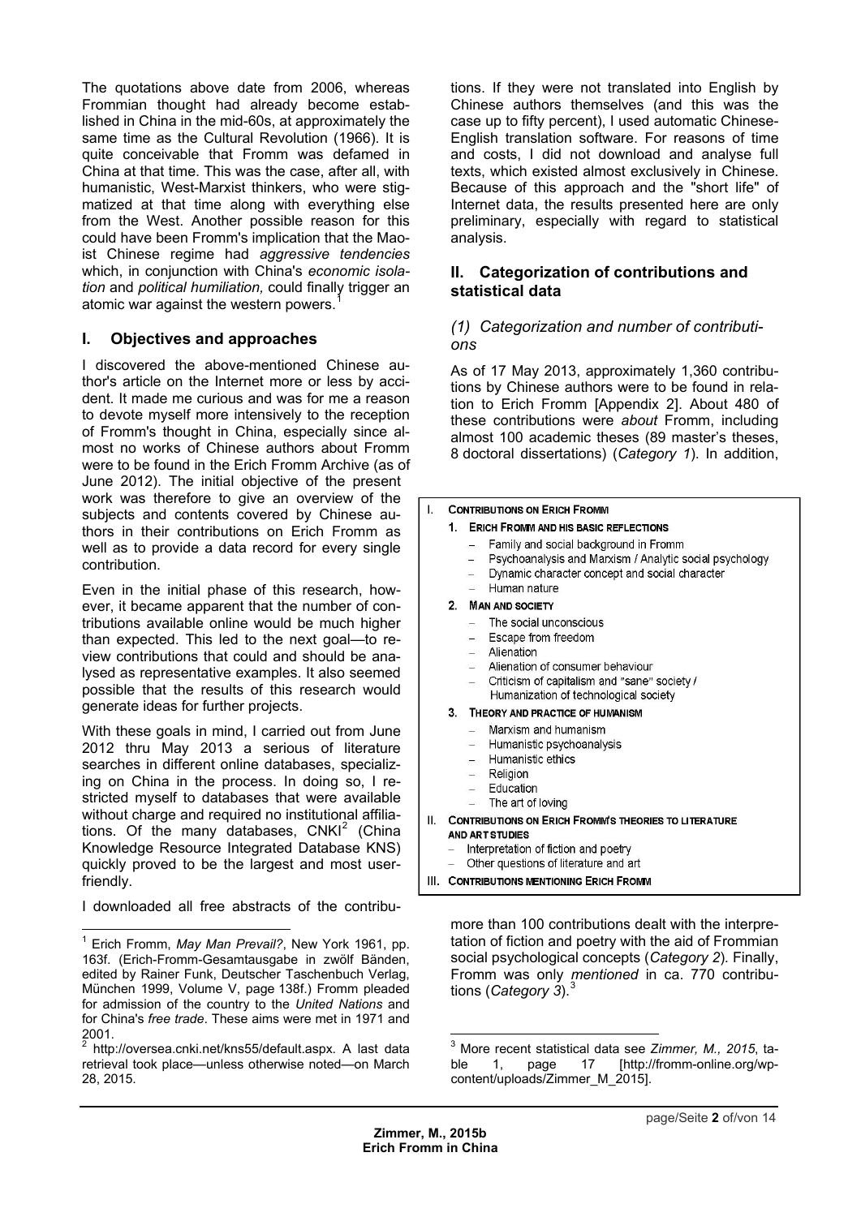The quotations above date from 2006, whereas Frommian thought had already become established in China in the mid-60s, at approximately the same time as the Cultural Revolution (1966). It is quite conceivable that Fromm was defamed in China at that time. This was the case, after all, with humanistic, West-Marxist thinkers, who were stigmatized at that time along with everything else from the West. Another possible reason for this could have been Fromm's implication that the Maoist Chinese regime had *aggressive tendencies* which, in conjunction with China's *economic isolation* and *political humiliation,* could finally trigger an atomic war against the western powers.[1]

## I. Objectives and approaches

I discovered the above-mentioned Chinese author's article on the Internet more or less by accident. It made me curious and was for me a reason to devote myself more intensively to the reception of Fromm's thought in China, especially since almost no works of Chinese authors about Fromm were to be found in the Erich Fromm Archive (as of June 2012). The initial objective of the present work was therefore to give an overview of the subjects and contents covered by Chinese authors in their contributions on Erich Fromm as well as to provide a data record for every single contribution.

Even in the initial phase of this research, however, it became apparent that the number of contributions available online would be much higher than expected. This led to the next goal—to review contributions that could and should be analysed as representative examples. It also seemed possible that the results of this research would generate ideas for further projects.

With these goals in mind, I carried out from June 2012 thru May 2013 a serious of literature searches in different online databases, specializing on China in the process. In doing so, I restricted myself to databases that were available without charge and required no institutional affiliations. Of the many databases, CNKI[2] (China Knowledge Resource Integrated Database KNS) quickly proved to be the largest and most user-friendly.

I downloaded all free abstracts of the contributions. If they were not translated into English by Chinese authors themselves (and this was the case up to fifty percent), I used automatic Chinese-English translation software. For reasons of time and costs, I did not download and analyse full texts, which existed almost exclusively in Chinese. Because of this approach and the "short life" of Internet data, the results presented here are only preliminary, especially with regard to statistical analysis.

## II. Categorization of contributions and statistical data

### *(1) Categorization and number of contributions*

As of 17 May 2013, approximately 1,360 contributions by Chinese authors were to be found in relation to Erich Fromm [Appendix 2]. About 480 of these contributions were *about* Fromm, including almost 100 academic theses (89 master's theses, 8 doctoral dissertations) (*Category 1*). In addition, more than 100 contributions dealt with the interpretation of fiction and poetry with the aid of Frommian social psychological concepts (*Category 2*). Finally, Fromm was only *mentioned* in ca. 770 contributions (*Category 3*).[3]

I. CONTRIBUTIONS ON ERICH FROMM

1. ERICH FROMM AND HIS BASIC REFLECTIONS
   - Family and social background in Fromm
   - Psychoanalysis and Marxism / Analytic social psychology
   - Dynamic character concept and social character
   - Human nature
2. MAN AND SOCIETY
   - The social unconscious
   - Escape from freedom
   - Alienation
   - Alienation of consumer behaviour
   - Criticism of capitalism and "sane" society / Humanization of technological society
3. THEORY AND PRACTICE OF HUMANISM
   - Marxism and humanism
   - Humanistic psychoanalysis
   - Humanistic ethics
   - Religion
   - Education
   - The art of loving

II. CONTRIBUTIONS ON ERICH FROMM'S THEORIES TO LITERATURE AND ART STUDIES
   - Interpretation of fiction and poetry
   - Other questions of literature and art

III. CONTRIBUTIONS MENTIONING ERICH FROMM

---

[1] Erich Fromm, *May Man Prevail?*, New York 1961, pp. 163f. (Erich-Fromm-Gesamtausgabe in zwölf Bänden, edited by Rainer Funk, Deutscher Taschenbuch Verlag, München 1999, Volume V, page 138f.) Fromm pleaded for admission of the country to the *United Nations* and for China's *free trade*. These aims were met in 1971 and 2001.

[2] http://oversea.cnki.net/kns55/default.aspx. A last data retrieval took place—unless otherwise noted—on March 28, 2015.

[3] More recent statistical data see *Zimmer, M., 2015*, table 1, page 17 [http://fromm-online.org/wp-content/uploads/Zimmer_M_2015].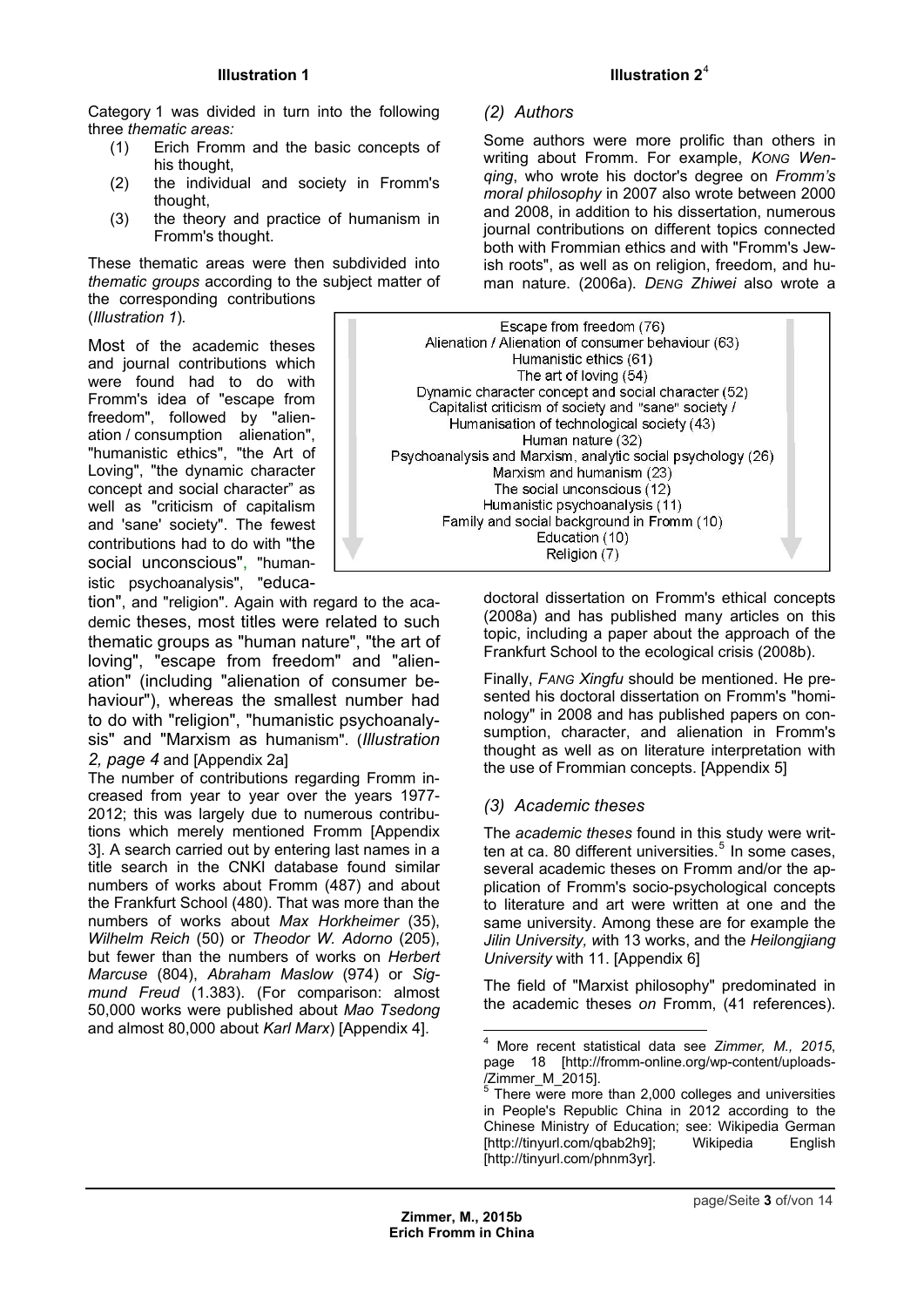**Illustration 1**

Category 1 was divided in turn into the following three *thematic areas:*

(1) Erich Fromm and the basic concepts of his thought,
(2) the individual and society in Fromm's thought,
(3) the theory and practice of humanism in Fromm's thought.

These thematic areas were then subdivided into *thematic groups* according to the subject matter of the corresponding contributions (*Illustration 1*).

Most of the academic theses and journal contributions which were found had to do with Fromm's idea of "escape from freedom", followed by "alienation / consumption alienation", "humanistic ethics", "the Art of Loving", "the dynamic character concept and social character" as well as "criticism of capitalism and 'sane' society". The fewest contributions had to do with "the social unconscious", "humanistic psychoanalysis", "education", and "religion". Again with regard to the academic theses, most titles were related to such thematic groups as "human nature", "the art of loving", "escape from freedom" and "alienation" (including "alienation of consumer behaviour"), whereas the smallest number had to do with "religion", "humanistic psychoanalysis" and "Marxism as humanism". (*Illustration 2, page 4* and [Appendix 2a]

The number of contributions regarding Fromm increased from year to year over the years 1977-2012; this was largely due to numerous contributions which merely mentioned Fromm [Appendix 3]. A search carried out by entering last names in a title search in the CNKI database found similar numbers of works about Fromm (487) and about the Frankfurt School (480). That was more than the numbers of works about *Max Horkheimer* (35), *Wilhelm Reich* (50) or *Theodor W. Adorno* (205), but fewer than the numbers of works on *Herbert Marcuse* (804), *Abraham Maslow* (974) or *Sigmund Freud* (1.383). (For comparison: almost 50,000 works were published about *Mao Tsedong* and almost 80,000 about *Karl Marx*) [Appendix 4].

**Illustration 2**[4]

Escape from freedom (76)
Alienation / Alienation of consumer behaviour (63)
Humanistic ethics (61)
The art of loving (54)
Dynamic character concept and social character (52)
Capitalist criticism of society and "sane" society / Humanisation of technological society (43)
Human nature (32)
Psychoanalysis and Marxism, analytic social psychology (26)
Marxism and humanism (23)
The social unconscious (12)
Humanistic psychoanalysis (11)
Family and social background in Fromm (10)
Education (10)
Religion (7)

### *(2) Authors*

Some authors were more prolific than others in writing about Fromm. For example, *Kong Wenqing*, who wrote his doctor's degree on *Fromm's moral philosophy* in 2007 also wrote between 2000 and 2008, in addition to his dissertation, numerous journal contributions on different topics connected both with Frommian ethics and with "Fromm's Jewish roots", as well as on religion, freedom, and human nature. (2006a). *Deng Zhiwei* also wrote a doctoral dissertation on Fromm's ethical concepts (2008a) and has published many articles on this topic, including a paper about the approach of the Frankfurt School to the ecological crisis (2008b).

Finally, *Fang Xingfu* should be mentioned. He presented his doctoral dissertation on Fromm's "hominology" in 2008 and has published papers on consumption, character, and alienation in Fromm's thought as well as on literature interpretation with the use of Frommian concepts. [Appendix 5]

### *(3) Academic theses*

The *academic theses* found in this study were written at ca. 80 different universities.[5] In some cases, several academic theses on Fromm and/or the application of Fromm's socio-psychological concepts to literature and art were written at one and the same university. Among these are for example the *Jilin University, w*ith 13 works, and the *Heilongjiang University* with 11. [Appendix 6]

The field of "Marxist philosophy" predominated in the academic theses *on* Fromm, (41 references).

---

[4] More recent statistical data see *Zimmer, M., 2015*, page 18 [http://fromm-online.org/wp-content/uploads-/Zimmer_M_2015].

[5] There were more than 2,000 colleges and universities in People's Republic China in 2012 according to the Chinese Ministry of Education; see: Wikipedia German [http://tinyurl.com/qbab2h9]; Wikipedia English [http://tinyurl.com/phnm3yr].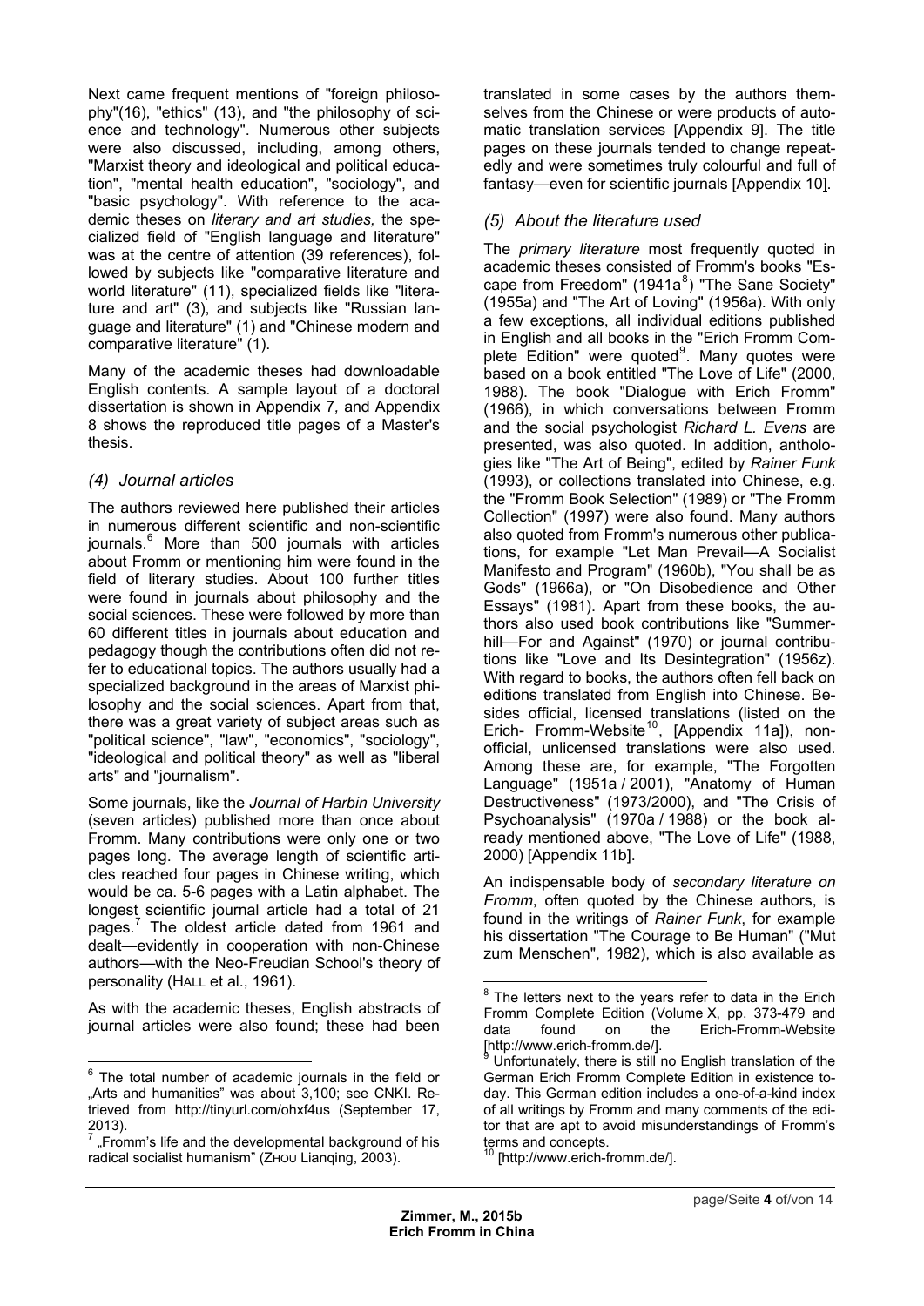Next came frequent mentions of "foreign philosophy"(16), "ethics" (13), and "the philosophy of science and technology". Numerous other subjects were also discussed, including, among others, "Marxist theory and ideological and political education", "mental health education", "sociology", and "basic psychology". With reference to the academic theses on *literary and art studies,* the specialized field of "English language and literature" was at the centre of attention (39 references), followed by subjects like "comparative literature and world literature" (11), specialized fields like "literature and art" (3), and subjects like "Russian language and literature" (1) and "Chinese modern and comparative literature" (1).

Many of the academic theses had downloadable English contents. A sample layout of a doctoral dissertation is shown in Appendix 7*,* and Appendix 8 shows the reproduced title pages of a Master's thesis.

### *(4) Journal articles*

The authors reviewed here published their articles in numerous different scientific and non-scientific journals.[6] More than 500 journals with articles about Fromm or mentioning him were found in the field of literary studies. About 100 further titles were found in journals about philosophy and the social sciences. These were followed by more than 60 different titles in journals about education and pedagogy though the contributions often did not refer to educational topics. The authors usually had a specialized background in the areas of Marxist philosophy and the social sciences. Apart from that, there was a great variety of subject areas such as "political science", "law", "economics", "sociology", "ideological and political theory" as well as "liberal arts" and "journalism".

Some journals, like the *Journal of Harbin University* (seven articles) published more than once about Fromm. Many contributions were only one or two pages long. The average length of scientific articles reached four pages in Chinese writing, which would be ca. 5-6 pages with a Latin alphabet. The longest scientific journal article had a total of 21 pages.[7] The oldest article dated from 1961 and dealt—evidently in cooperation with non-Chinese authors—with the Neo-Freudian School's theory of personality (HALL et al., 1961).

As with the academic theses, English abstracts of journal articles were also found; these had been translated in some cases by the authors themselves from the Chinese or were products of automatic translation services [Appendix 9]. The title pages on these journals tended to change repeatedly and were sometimes truly colourful and full of fantasy—even for scientific journals [Appendix 10].

### *(5) About the literature used*

The *primary literature* most frequently quoted in academic theses consisted of Fromm's books "Escape from Freedom" (1941a[8]) "The Sane Society" (1955a) and "The Art of Loving" (1956a). With only a few exceptions, all individual editions published in English and all books in the "Erich Fromm Complete Edition" were quoted[9]. Many quotes were based on a book entitled "The Love of Life" (2000, 1988). The book "Dialogue with Erich Fromm" (1966), in which conversations between Fromm and the social psychologist *Richard L. Evens* are presented, was also quoted. In addition, anthologies like "The Art of Being", edited by *Rainer Funk* (1993), or collections translated into Chinese, e.g. the "Fromm Book Selection" (1989) or "The Fromm Collection" (1997) were also found. Many authors also quoted from Fromm's numerous other publications, for example "Let Man Prevail—A Socialist Manifesto and Program" (1960b), "You shall be as Gods" (1966a), or "On Disobedience and Other Essays" (1981). Apart from these books, the authors also used book contributions like "Summerhill—For and Against" (1970) or journal contributions like "Love and Its Desintegration" (1956z). With regard to books, the authors often fell back on editions translated from English into Chinese. Besides official, licensed translations (listed on the Erich- Fromm-Website[10], [Appendix 11a]), non-official, unlicensed translations were also used. Among these are, for example, "The Forgotten Language" (1951a / 2001), "Anatomy of Human Destructiveness" (1973/2000), and "The Crisis of Psychoanalysis" (1970a / 1988) or the book already mentioned above, "The Love of Life" (1988, 2000) [Appendix 11b].

An indispensable body of *secondary literature on Fromm*, often quoted by the Chinese authors, is found in the writings of *Rainer Funk*, for example his dissertation "The Courage to Be Human" ("Mut zum Menschen", 1982), which is also available as

---

[6] The total number of academic journals in the field or „Arts and humanities" was about 3,100; see CNKI. Retrieved from http://tinyurl.com/ohxf4us (September 17, 2013).

[7] „Fromm's life and the developmental background of his radical socialist humanism" (ZHOU Lianqing, 2003).

[8] The letters next to the years refer to data in the Erich Fromm Complete Edition (Volume X, pp. 373-479 and data found on the Erich-Fromm-Website [http://www.erich-fromm.de/].

[9] Unfortunately, there is still no English translation of the German Erich Fromm Complete Edition in existence today. This German edition includes a one-of-a-kind index of all writings by Fromm and many comments of the editor that are apt to avoid misunderstandings of Fromm's terms and concepts.

[10] [http://www.erich-fromm.de/].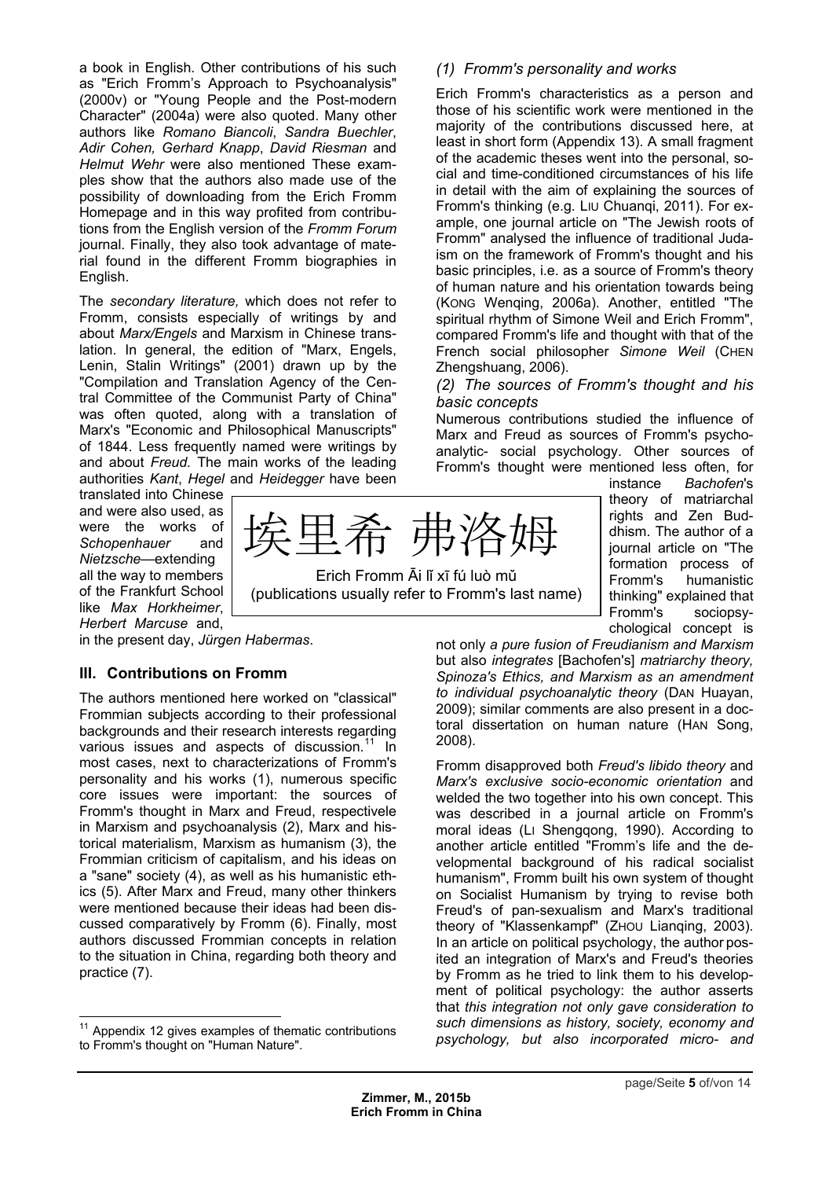a book in English. Other contributions of his such as "Erich Fromm's Approach to Psychoanalysis" (2000v) or "Young People and the Post-modern Character" (2004a) were also quoted. Many other authors like *Romano Biancoli*, *Sandra Buechler*, *Adir Cohen, Gerhard Knapp*, *David Riesman* and *Helmut Wehr* were also mentioned These examples show that the authors also made use of the possibility of downloading from the Erich Fromm Homepage and in this way profited from contributions from the English version of the *Fromm Forum* journal. Finally, they also took advantage of material found in the different Fromm biographies in English.

The *secondary literature,* which does not refer to Fromm, consists especially of writings by and about *Marx/Engels* and Marxism in Chinese translation. In general, the edition of "Marx, Engels, Lenin, Stalin Writings" (2001) drawn up by the "Compilation and Translation Agency of the Central Committee of the Communist Party of China" was often quoted, along with a translation of Marx's "Economic and Philosophical Manuscripts" of 1844. Less frequently named were writings by and about *Freud.* The main works of the leading authorities *Kant*, *Hegel* and *Heidegger* have been translated into Chinese and were also used, as were the works of *Schopenhauer* and *Nietzsche*—extending all the way to members of the Frankfurt School like *Max Horkheimer*, *Herbert Marcuse* and, in the present day, *Jürgen Habermas*.

埃里希 弗洛姆

Erich Fromm Āi lǐ xī fú luò mǔ
(publications usually refer to Fromm's last name)

## III. Contributions on Fromm

The authors mentioned here worked on "classical" Frommian subjects according to their professional backgrounds and their research interests regarding various issues and aspects of discussion.[11] In most cases, next to characterizations of Fromm's personality and his works (1), numerous specific core issues were important: the sources of Fromm's thought in Marx and Freud, respectivele in Marxism and psychoanalysis (2), Marx and historical materialism, Marxism as humanism (3), the Frommian criticism of capitalism, and his ideas on a "sane" society (4), as well as his humanistic ethics (5). After Marx and Freud, many other thinkers were mentioned because their ideas had been discussed comparatively by Fromm (6). Finally, most authors discussed Frommian concepts in relation to the situation in China, regarding both theory and practice (7).

### *(1) Fromm's personality and works*

Erich Fromm's characteristics as a person and those of his scientific work were mentioned in the majority of the contributions discussed here, at least in short form (Appendix 13). A small fragment of the academic theses went into the personal, social and time-conditioned circumstances of his life in detail with the aim of explaining the sources of Fromm's thinking (e.g. LIU Chuanqi, 2011). For example, one journal article on "The Jewish roots of Fromm" analysed the influence of traditional Judaism on the framework of Fromm's thought and his basic principles, i.e. as a source of Fromm's theory of human nature and his orientation towards being (KONG Wenqing, 2006a). Another, entitled "The spiritual rhythm of Simone Weil and Erich Fromm", compared Fromm's life and thought with that of the French social philosopher *Simone Weil* (CHEN Zhengshuang, 2006).

### *(2) The sources of Fromm's thought and his basic concepts*

Numerous contributions studied the influence of Marx and Freud as sources of Fromm's psychoanalytic- social psychology. Other sources of Fromm's thought were mentioned less often, for instance *Bachofen*'s theory of matriarchal rights and Zen Buddhism. The author of a journal article on "The formation process of Fromm's humanistic thinking" explained that Fromm's sociopsychological concept is not only *a pure fusion of Freudianism and Marxism* but also *integrates* [Bachofen's] *matriarchy theory, Spinoza's Ethics, and Marxism as an amendment to individual psychoanalytic theory* (DAN Huayan, 2009); similar comments are also present in a doctoral dissertation on human nature (HAN Song, 2008).

Fromm disapproved both *Freud's libido theory* and *Marx's exclusive socio-economic orientation* and welded the two together into his own concept. This was described in a journal article on Fromm's moral ideas (LI Shengqong, 1990). According to another article entitled "Fromm's life and the developmental background of his radical socialist humanism", Fromm built his own system of thought on Socialist Humanism by trying to revise both Freud's of pan-sexualism and Marx's traditional theory of "Klassenkampf" (ZHOU Lianqing, 2003). In an article on political psychology, the author posited an integration of Marx's and Freud's theories by Fromm as he tried to link them to his development of political psychology: the author asserts that *this integration not only gave consideration to such dimensions as history, society, economy and psychology, but also incorporated micro- and*

---

[11] Appendix 12 gives examples of thematic contributions to Fromm's thought on "Human Nature".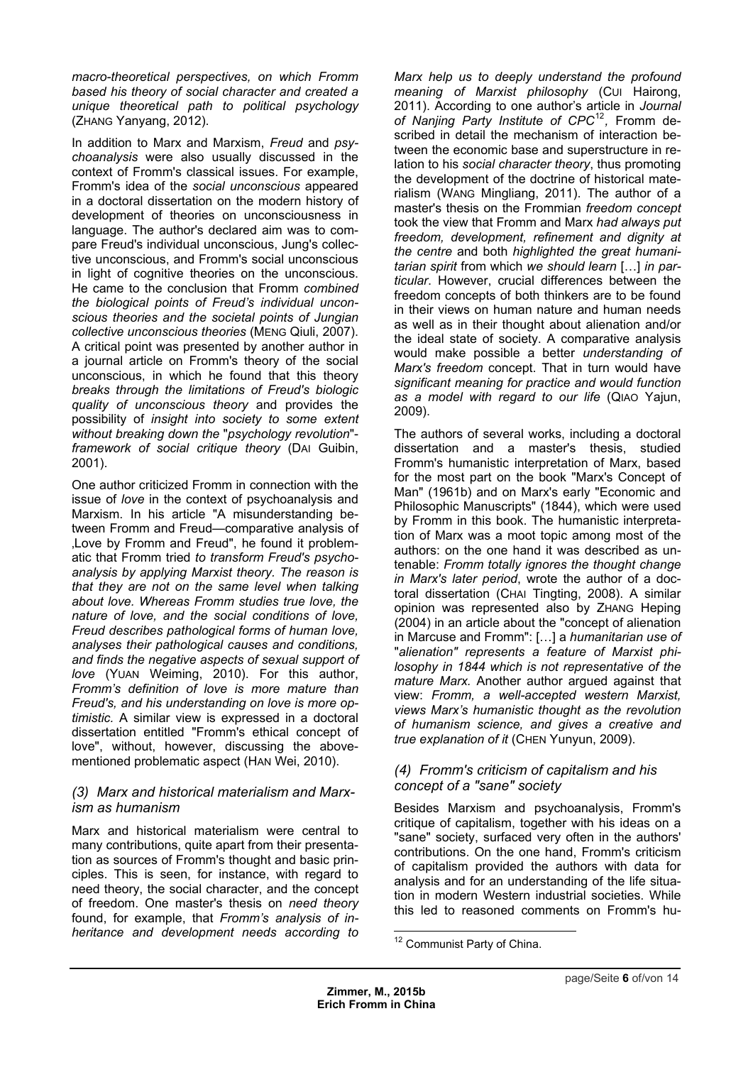*macro-theoretical perspectives, on which Fromm based his theory of social character and created a unique theoretical path to political psychology* (ZHANG Yanyang, 2012).

In addition to Marx and Marxism, *Freud* and *psychoanalysis* were also usually discussed in the context of Fromm's classical issues. For example, Fromm's idea of the *social unconscious* appeared in a doctoral dissertation on the modern history of development of theories on unconsciousness in language. The author's declared aim was to compare Freud's individual unconscious, Jung's collective unconscious, and Fromm's social unconscious in light of cognitive theories on the unconscious. He came to the conclusion that Fromm *combined the biological points of Freud's individual unconscious theories and the societal points of Jungian collective unconscious theories* (MENG Qiuli, 2007). A critical point was presented by another author in a journal article on Fromm's theory of the social unconscious, in which he found that this theory *breaks through the limitations of Freud's biologic quality of unconscious theory* and provides the possibility of *insight into society to some extent without breaking down the "psychology revolution"-framework of social critique theory* (DAI Guibin, 2001).

One author criticized Fromm in connection with the issue of *love* in the context of psychoanalysis and Marxism. In his article "A misunderstanding between Fromm and Freud—comparative analysis of ,Love by Fromm and Freud", he found it problematic that Fromm tried *to transform Freud's psychoanalysis by applying Marxist theory. The reason is that they are not on the same level when talking about love. Whereas Fromm studies true love, the nature of love, and the social conditions of love, Freud describes pathological forms of human love, analyses their pathological causes and conditions, and finds the negative aspects of sexual support of love* (YUAN Weiming, 2010). For this author, *Fromm's definition of love is more mature than Freud's, and his understanding on love is more optimistic.* A similar view is expressed in a doctoral dissertation entitled "Fromm's ethical concept of love", without, however, discussing the above-mentioned problematic aspect (HAN Wei, 2010).

### *(3) Marx and historical materialism and Marxism as humanism*

Marx and historical materialism were central to many contributions, quite apart from their presentation as sources of Fromm's thought and basic principles. This is seen, for instance, with regard to need theory, the social character, and the concept of freedom. One master's thesis on *need theory* found, for example, that *Fromm's analysis of inheritance and development needs according to Marx help us to deeply understand the profound meaning of Marxist philosophy* (CUI Hairong, 2011). According to one author's article in *Journal of Nanjing Party Institute of CPC*[12], Fromm described in detail the mechanism of interaction between the economic base and superstructure in relation to his *social character theory*, thus promoting the development of the doctrine of historical materialism (WANG Mingliang, 2011). The author of a master's thesis on the Frommian *freedom concept* took the view that Fromm and Marx *had always put freedom, development, refinement and dignity at the centre* and both *highlighted the great humanitarian spirit* from which *we should learn* […] *in particular*. However, crucial differences between the freedom concepts of both thinkers are to be found in their views on human nature and human needs as well as in their thought about alienation and/or the ideal state of society. A comparative analysis would make possible a better *understanding of Marx's freedom* concept. That in turn would have *significant meaning for practice and would function as a model with regard to our life* (QIAO Yajun, 2009).

The authors of several works, including a doctoral dissertation and a master's thesis, studied Fromm's humanistic interpretation of Marx, based for the most part on the book "Marx's Concept of Man" (1961b) and on Marx's early "Economic and Philosophic Manuscripts" (1844), which were used by Fromm in this book. The humanistic interpretation of Marx was a moot topic among most of the authors: on the one hand it was described as untenable: *Fromm totally ignores the thought change in Marx's later period*, wrote the author of a doctoral dissertation (CHAI Tingting, 2008). A similar opinion was represented also by ZHANG Heping (2004) in an article about the "concept of alienation in Marcuse and Fromm": […] a *humanitarian use of "alienation" represents a feature of Marxist philosophy in 1844 which is not representative of the mature Marx.* Another author argued against that view: *Fromm, a well-accepted western Marxist, views Marx's humanistic thought as the revolution of humanism science, and gives a creative and true explanation of it* (CHEN Yunyun, 2009).

### *(4) Fromm's criticism of capitalism and his concept of a "sane" society*

Besides Marxism and psychoanalysis, Fromm's critique of capitalism, together with his ideas on a "sane" society, surfaced very often in the authors' contributions. On the one hand, Fromm's criticism of capitalism provided the authors with data for analysis and for an understanding of the life situation in modern Western industrial societies. While this led to reasoned comments on Fromm's hu-

[12] Communist Party of China.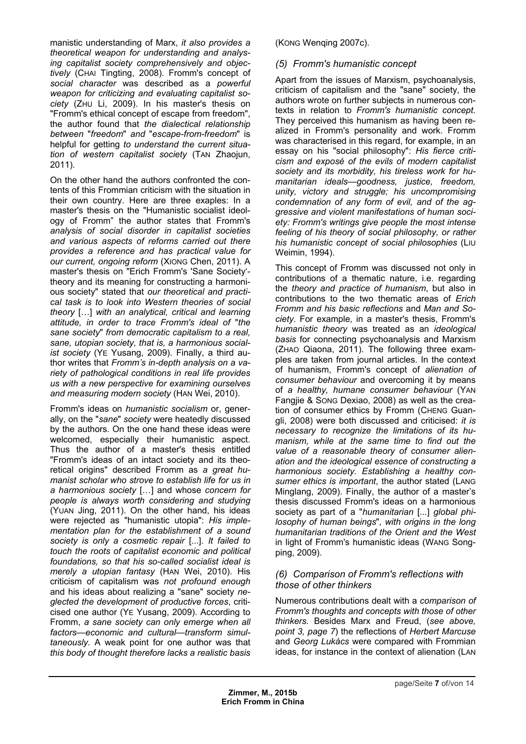manistic understanding of Marx, *it also provides a theoretical weapon for understanding and analysing capitalist society comprehensively and objectively* (CHAI Tingting, 2008). Fromm's concept of *social character* was described as a *powerful weapon for criticizing and evaluating capitalist society* (ZHU Li, 2009). In his master's thesis on "Fromm's ethical concept of escape from freedom", the author found that *the dialectical relationship between "freedom" and "escape-from-freedom"* is helpful for getting *to understand the current situation of western capitalist society* (TAN Zhaojun, 2011).

On the other hand the authors confronted the contents of this Frommian criticism with the situation in their own country. Here are three exaples: In a master's thesis on the "Humanistic socialist ideology of Fromm" the author states that Fromm's *analysis of social disorder in capitalist societies and various aspects of reforms carried out there provides a reference and has practical value for our current, ongoing reform* (XIONG Chen, 2011). A master's thesis on "Erich Fromm's 'Sane Society'-theory and its meaning for constructing a harmonious society" stated that *our theoretical and practical task is to look into Western theories of social theory* […] *with an analytical, critical and learning attitude, in order to trace Fromm's ideal of "the sane society" from democratic capitalism to a real, sane, utopian society, that is, a harmonious socialist society* (YE Yusang, 2009). Finally, a third author writes that *Fromm's in-depth analysis on a variety of pathological conditions in real life provides us with a new perspective for examining ourselves and measuring modern society* (HAN Wei, 2010).

Fromm's ideas on *humanistic socialism* or, generally, on the "*sane*" *society* were heatedly discussed by the authors. On the one hand these ideas were welcomed, especially their humanistic aspect. Thus the author of a master's thesis entitled "Fromm's ideas of an intact society and its theoretical origins" described Fromm as *a great humanist scholar who strove to establish life for us in a harmonious society* […] and whose *concern for people is always worth considering and studying* (YUAN Jing, 2011). On the other hand, his ideas were rejected as "humanistic utopia": *His implementation plan for the establishment of a sound society is only a cosmetic repair* [...]. *It failed to touch the roots of capitalist economic and political foundations, so that his so-called socialist ideal is merely a utopian fantasy* (HAN Wei, 2010). His criticism of capitalism was *not profound enough* and his ideas about realizing a "sane" society *neglected the development of productive forces*, criticised one author (YE Yusang, 2009). According to Fromm, *a sane society can only emerge when all factors—economic and cultural—transform simultaneously.* A weak point for one author was that *this body of thought therefore lacks a realistic basis* (KONG Wenqing 2007c).

### *(5) Fromm's humanistic concept*

Apart from the issues of Marxism, psychoanalysis, criticism of capitalism and the "sane" society, the authors wrote on further subjects in numerous contexts in relation to *Fromm's humanistic concept.* They perceived this humanism as having been realized in Fromm's personality and work. Fromm was characterised in this regard, for example, in an essay on his "social philosophy": *His fierce criticism and exposé of the evils of modern capitalist society and its morbidity, his tireless work for humanitarian ideals—goodness, justice, freedom, unity, victory and struggle; his uncompromising condemnation of any form of evil, and of the aggressive and violent manifestations of human society: Fromm's writings give people the most intense feeling of his theory of social philosophy, or rather his humanistic concept of social philosophies* (LIU Weimin, 1994).

This concept of Fromm was discussed not only in contributions of a thematic nature, i.e. regarding the *theory and practice of humanism*, but also in contributions to the two thematic areas of *Erich Fromm and his basic reflections* and *Man and Society.* For example, in a master's thesis, Fromm's *humanistic theory* was treated as an *ideological basis* for connecting psychoanalysis and Marxism (ZHAO Qiaona, 2011). The following three examples are taken from journal articles. In the context of humanism, Fromm's concept of *alienation of consumer behaviour* and overcoming it by means of *a healthy, humane consumer behaviour* (YAN Fangjie & SONG Dexiao, 2008) as well as the creation of consumer ethics by Fromm (CHENG Guangli, 2008) were both discussed and criticised: *it is necessary to recognize the limitations of his humanism, while at the same time to find out the value of a reasonable theory of consumer alienation and the ideological essence of constructing a harmonious society. Establishing a healthy consumer ethics is important*, the author stated (LANG Minglang, 2009). Finally, the author of a master's thesis discussed Fromm's ideas on a harmonious society as part of a "*humanitarian* [...] *global philosophy of human beings*", *with origins in the long humanitarian traditions of the Orient and the West* in light of Fromm's humanistic ideas (WANG Songping, 2009).

### *(6) Comparison of Fromm's reflections with those of other thinkers*

Numerous contributions dealt with a *comparison of Fromm's thoughts and concepts with those of other thinkers.* Besides Marx and Freud, (*see above, point 3, page 7*) the reflections of *Herbert Marcuse* and *Georg Lukács* were compared with Frommian ideas, for instance in the context of alienation (LAN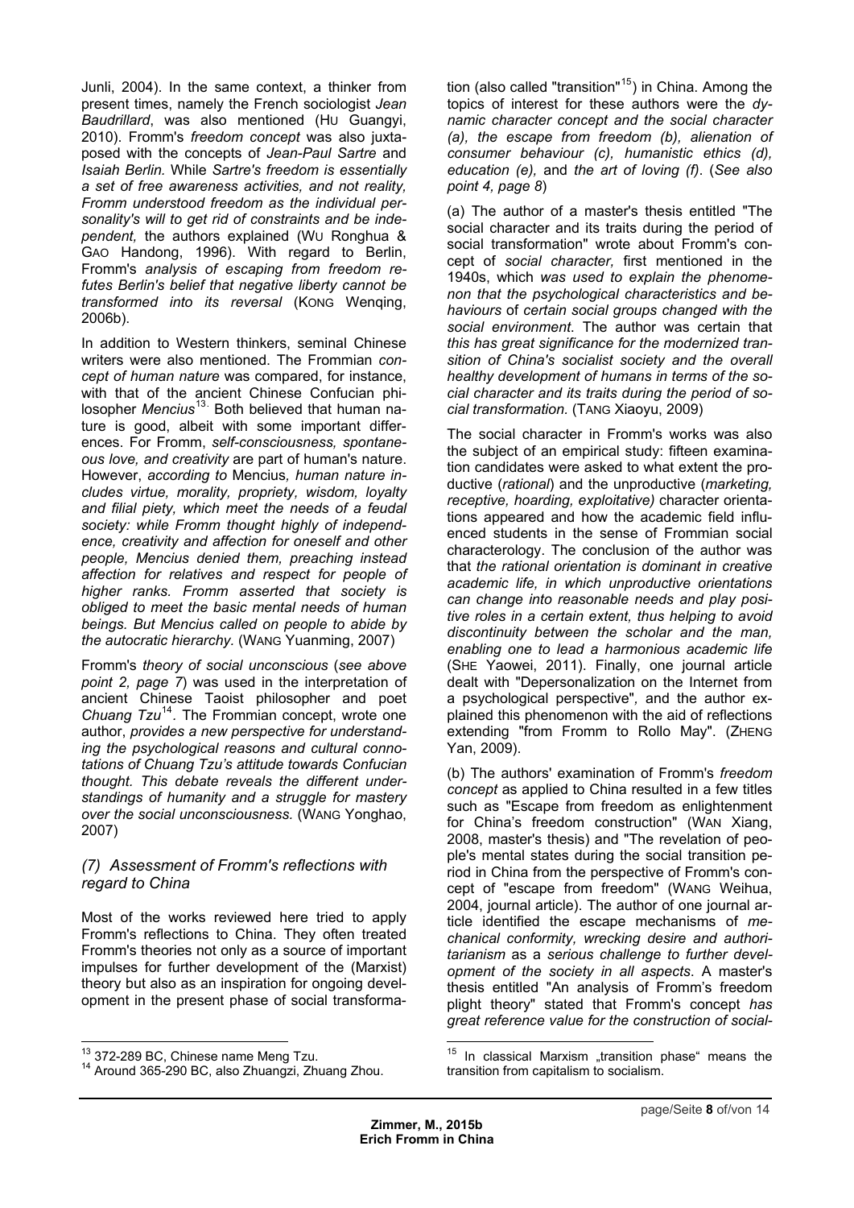Junli, 2004). In the same context, a thinker from present times, namely the French sociologist *Jean Baudrillard*, was also mentioned (HU Guangyi, 2010). Fromm's *freedom concept* was also juxtaposed with the concepts of *Jean-Paul Sartre* and *Isaiah Berlin.* While *Sartre's freedom is essentially a set of free awareness activities, and not reality, Fromm understood freedom as the individual personality's will to get rid of constraints and be independent,* the authors explained (WU Ronghua & GAO Handong, 1996). With regard to Berlin, Fromm's *analysis of escaping from freedom refutes Berlin's belief that negative liberty cannot be transformed into its reversal* (KONG Wenqing, 2006b).

In addition to Western thinkers, seminal Chinese writers were also mentioned. The Frommian *concept of human nature* was compared, for instance, with that of the ancient Chinese Confucian philosopher *Mencius*[13]. Both believed that human nature is good, albeit with some important differences. For Fromm, *self-consciousness, spontaneous love, and creativity* are part of human's nature. However, *according to* Mencius*, human nature includes virtue, morality, propriety, wisdom, loyalty and filial piety, which meet the needs of a feudal society: while Fromm thought highly of independence, creativity and affection for oneself and other people, Mencius denied them, preaching instead affection for relatives and respect for people of higher ranks. Fromm asserted that society is obliged to meet the basic mental needs of human beings. But Mencius called on people to abide by the autocratic hierarchy.* (WANG Yuanming, 2007)

Fromm's *theory of social unconscious* (*see above point 2, page 7*) was used in the interpretation of ancient Chinese Taoist philosopher and poet *Chuang Tzu*[14]. The Frommian concept, wrote one author, *provides a new perspective for understanding the psychological reasons and cultural connotations of Chuang Tzu's attitude towards Confucian thought. This debate reveals the different understandings of humanity and a struggle for mastery over the social unconsciousness.* (WANG Yonghao, 2007)

### *(7) Assessment of Fromm's reflections with regard to China*

Most of the works reviewed here tried to apply Fromm's reflections to China. They often treated Fromm's theories not only as a source of important impulses for further development of the (Marxist) theory but also as an inspiration for ongoing development in the present phase of social transformation (also called "transition"[15]) in China. Among the topics of interest for these authors were the *dynamic character concept and the social character (a), the escape from freedom (b), alienation of consumer behaviour (c), humanistic ethics (d), education (e),* and *the art of loving (f)*. (*See also point 4, page 8*)

(a) The author of a master's thesis entitled "The social character and its traits during the period of social transformation" wrote about Fromm's concept of *social character,* first mentioned in the 1940s, which *was used to explain the phenomenon that the psychological characteristics and behaviours* of *certain social groups changed with the social environment.* The author was certain that *this has great significance for the modernized transition of China's socialist society and the overall healthy development of humans in terms of the social character and its traits during the period of social transformation.* (TANG Xiaoyu, 2009)

The social character in Fromm's works was also the subject of an empirical study: fifteen examination candidates were asked to what extent the productive (*rational*) and the unproductive (*marketing, receptive, hoarding, exploitative)* character orientations appeared and how the academic field influenced students in the sense of Frommian social characterology. The conclusion of the author was that *the rational orientation is dominant in creative academic life, in which unproductive orientations can change into reasonable needs and play positive roles in a certain extent, thus helping to avoid discontinuity between the scholar and the man, enabling one to lead a harmonious academic life* (SHE Yaowei, 2011). Finally, one journal article dealt with "Depersonalization on the Internet from a psychological perspective"*,* and the author explained this phenomenon with the aid of reflections extending "from Fromm to Rollo May". (ZHENG Yan, 2009).

(b) The authors' examination of Fromm's *freedom concept* as applied to China resulted in a few titles such as "Escape from freedom as enlightenment for China's freedom construction" (WAN Xiang, 2008, master's thesis) and "The revelation of people's mental states during the social transition period in China from the perspective of Fromm's concept of "escape from freedom" (WANG Weihua, 2004, journal article). The author of one journal article identified the escape mechanisms of *mechanical conformity, wrecking desire and authoritarianism* as a *serious challenge to further development of the society in all aspects*. A master's thesis entitled "An analysis of Fromm's freedom plight theory" stated that Fromm's concept *has great reference value for the construction of social-*

---

[13] 372-289 BC, Chinese name Meng Tzu.

[14] Around 365-290 BC, also Zhuangzi, Zhuang Zhou.

[15] In classical Marxism „transition phase" means the transition from capitalism to socialism.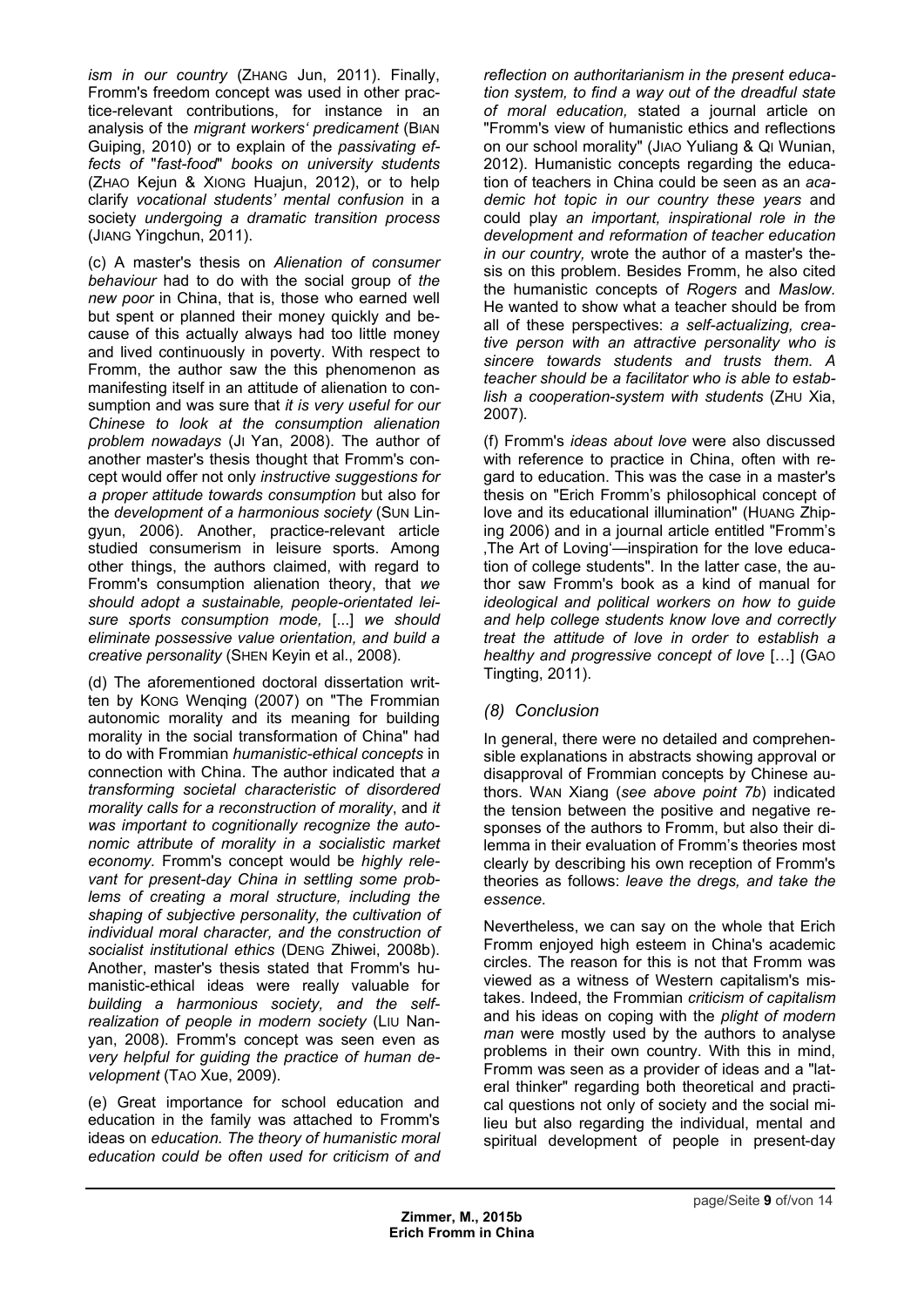*ism in our country* (ZHANG Jun, 2011). Finally, Fromm's freedom concept was used in other practice-relevant contributions, for instance in an analysis of the *migrant workers' predicament* (BIAN Guiping, 2010) or to explain of the *passivating effects of "fast-food" books on university students* (ZHAO Kejun & XIONG Huajun, 2012), or to help clarify *vocational students' mental confusion* in a society *undergoing a dramatic transition process* (JIANG Yingchun, 2011).

(c) A master's thesis on *Alienation of consumer behaviour* had to do with the social group of *the new poor* in China, that is, those who earned well but spent or planned their money quickly and because of this actually always had too little money and lived continuously in poverty. With respect to Fromm, the author saw the this phenomenon as manifesting itself in an attitude of alienation to consumption and was sure that *it is very useful for our Chinese to look at the consumption alienation problem nowadays* (JI Yan, 2008). The author of another master's thesis thought that Fromm's concept would offer not only *instructive suggestions for a proper attitude towards consumption* but also for the *development of a harmonious society* (SUN Lingyun, 2006). Another, practice-relevant article studied consumerism in leisure sports. Among other things, the authors claimed, with regard to Fromm's consumption alienation theory, that *we should adopt a sustainable, people-orientated leisure sports consumption mode,* [...] *we should eliminate possessive value orientation, and build a creative personality* (SHEN Keyin et al., 2008).

(d) The aforementioned doctoral dissertation written by KONG Wenqing (2007) on "The Frommian autonomic morality and its meaning for building morality in the social transformation of China" had to do with Frommian *humanistic-ethical concepts* in connection with China. The author indicated that *a transforming societal characteristic of disordered morality calls for a reconstruction of morality*, and *it was important to cognitively recognize the autonomic attribute of morality in a socialistic market economy.* Fromm's concept would be *highly relevant for present-day China in settling some problems of creating a moral structure, including the shaping of subjective personality, the cultivation of individual moral character, and the construction of socialist institutional ethics* (DENG Zhiwei, 2008b). Another, master's thesis stated that Fromm's humanistic-ethical ideas were really valuable for *building a harmonious society, and the self-realization of people in modern society* (LIU Nanyan, 2008). Fromm's concept was seen even as *very helpful for guiding the practice of human development* (TAO Xue, 2009).

(e) Great importance for school education and education in the family was attached to Fromm's ideas on *education. The theory of humanistic moral education could be often used for criticism of and reflection on authoritarianism in the present education system, to find a way out of the dreadful state of moral education,* stated a journal article on "Fromm's view of humanistic ethics and reflections on our school morality" (JIAO Yuliang & QI Wunian, 2012). Humanistic concepts regarding the education of teachers in China could be seen as an *academic hot topic in our country these years* and could play *an important, inspirational role in the development and reformation of teacher education in our country,* wrote the author of a master's thesis on this problem. Besides Fromm, he also cited the humanistic concepts of *Rogers* and *Maslow.* He wanted to show what a teacher should be from all of these perspectives: *a self-actualizing, creative person with an attractive personality who is sincere towards students and trusts them. A teacher should be a facilitator who is able to establish a cooperation-system with students* (ZHU Xia, 2007).

(f) Fromm's *ideas about love* were also discussed with reference to practice in China, often with regard to education. This was the case in a master's thesis on "Erich Fromm's philosophical concept of love and its educational illumination" (HUANG Zhiping 2006) and in a journal article entitled "Fromm's ‚The Art of Loving'—inspiration for the love education of college students". In the latter case, the author saw Fromm's book as a kind of manual for *ideological and political workers on how to guide and help college students know love and correctly treat the attitude of love in order to establish a healthy and progressive concept of love* […] (GAO Tingting, 2011).

### *(8) Conclusion*

In general, there were no detailed and comprehensible explanations in abstracts showing approval or disapproval of Frommian concepts by Chinese authors. WAN Xiang (*see above point 7b*) indicated the tension between the positive and negative responses of the authors to Fromm, but also their dilemma in their evaluation of Fromm's theories most clearly by describing his own reception of Fromm's theories as follows: *leave the dregs, and take the essence*.

Nevertheless, we can say on the whole that Erich Fromm enjoyed high esteem in China's academic circles. The reason for this is not that Fromm was viewed as a witness of Western capitalism's mistakes. Indeed, the Frommian *criticism of capitalism* and his ideas on coping with the *plight of modern man* were mostly used by the authors to analyse problems in their own country. With this in mind, Fromm was seen as a provider of ideas and a "lateral thinker" regarding both theoretical and practical questions not only of society and the social milieu but also regarding the individual, mental and spiritual development of people in present-day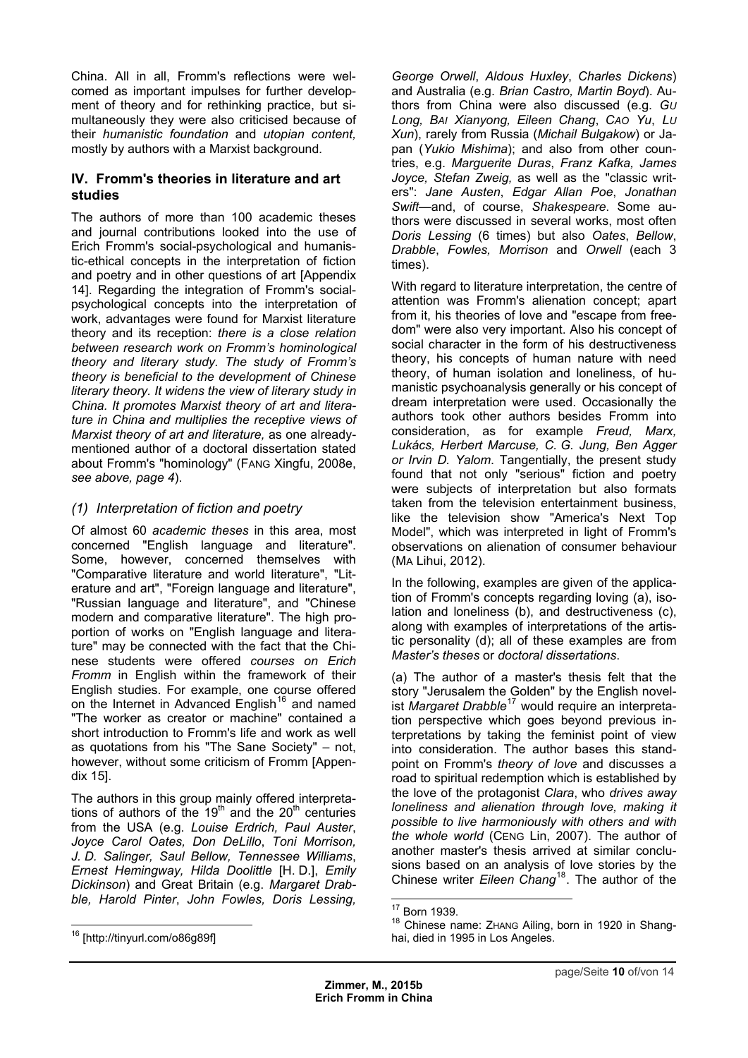China. All in all, Fromm's reflections were welcomed as important impulses for further development of theory and for rethinking practice, but simultaneously they were also criticised because of their *humanistic foundation* and *utopian content,* mostly by authors with a Marxist background.

## IV. Fromm's theories in literature and art studies

The authors of more than 100 academic theses and journal contributions looked into the use of Erich Fromm's social-psychological and humanistic-ethical concepts in the interpretation of fiction and poetry and in other questions of art [Appendix 14]. Regarding the integration of Fromm's social-psychological concepts into the interpretation of work, advantages were found for Marxist literature theory and its reception: *there is a close relation between research work on Fromm's hominological theory and literary study. The study of Fromm's theory is beneficial to the development of Chinese literary theory. It widens the view of literary study in China. It promotes Marxist theory of art and literature in China and multiplies the receptive views of Marxist theory of art and literature,* as one already-mentioned author of a doctoral dissertation stated about Fromm's "hominology" (FANG Xingfu, 2008e, *see above, page 4*).

### *(1) Interpretation of fiction and poetry*

Of almost 60 *academic theses* in this area, most concerned "English language and literature". Some, however, concerned themselves with "Comparative literature and world literature", "Literature and art", "Foreign language and literature", "Russian language and literature", and "Chinese modern and comparative literature". The high proportion of works on "English language and literature" may be connected with the fact that the Chinese students were offered *courses on Erich Fromm* in English within the framework of their English studies. For example, one course offered on the Internet in Advanced English[16] and named "The worker as creator or machine" contained a short introduction to Fromm's life and work as well as quotations from his "The Sane Society" – not, however, without some criticism of Fromm [Appendix 15].

The authors in this group mainly offered interpretations of authors of the 19th and the 20th centuries from the USA (e.g. *Louise Erdrich, Paul Auster*, *Joyce Carol Oates, Don DeLillo*, *Toni Morrison, J. D. Salinger, Saul Bellow, Tennessee Williams*, *Ernest Hemingway, Hilda Doolittle* [H. D.], *Emily Dickinson*) and Great Britain (e.g. *Margaret Drabble, Harold Pinter*, *John Fowles, Doris Lessing, George Orwell*, *Aldous Huxley*, *Charles Dickens*) and Australia (e.g. *Brian Castro, Martin Boyd*). Authors from China were also discussed (e.g. *GU Long, BAI Xianyong, Eileen Chang*, *CAO Yu*, *LU Xun*), rarely from Russia (*Michail Bulgakow*) or Japan (*Yukio Mishima*); and also from other countries, e.g. *Marguerite Duras*, *Franz Kafka, James Joyce, Stefan Zweig,* as well as the "classic writers": *Jane Austen*, *Edgar Allan Poe*, *Jonathan Swift*—and, of course, *Shakespeare*. Some authors were discussed in several works, most often *Doris Lessing* (6 times) but also *Oates*, *Bellow*, *Drabble*, *Fowles, Morrison* and *Orwell* (each 3 times).

With regard to literature interpretation, the centre of attention was Fromm's alienation concept; apart from it, his theories of love and "escape from freedom" were also very important. Also his concept of social character in the form of his destructiveness theory, his concepts of human nature with need theory, of human isolation and loneliness, of humanistic psychoanalysis generally or his concept of dream interpretation were used. Occasionally the authors took other authors besides Fromm into consideration, as for example *Freud, Marx, Lukács, Herbert Marcuse, C. G. Jung, Ben Agger or Irvin D. Yalom*. Tangentially, the present study found that not only "serious" fiction and poetry were subjects of interpretation but also formats taken from the television entertainment business, like the television show "America's Next Top Model", which was interpreted in light of Fromm's observations on alienation of consumer behaviour (MA Lihui, 2012).

In the following, examples are given of the application of Fromm's concepts regarding loving (a), isolation and loneliness (b), and destructiveness (c), along with examples of interpretations of the artistic personality (d); all of these examples are from *Master's theses* or *doctoral dissertations*.

(a) The author of a master's thesis felt that the story "Jerusalem the Golden" by the English novelist *Margaret Drabble*[17] would require an interpretation perspective which goes beyond previous interpretations by taking the feminist point of view into consideration. The author bases this standpoint on Fromm's *theory of love* and discusses a road to spiritual redemption which is established by the love of the protagonist *Clara*, who *drives away loneliness and alienation through love, making it possible to live harmoniously with others and with the whole world* (CENG Lin, 2007). The author of another master's thesis arrived at similar conclusions based on an analysis of love stories by the Chinese writer *Eileen Chang*[18]. The author of the

---

[16] [http://tinyurl.com/o86g89f]

[17] Born 1939.

[18] Chinese name: ZHANG Ailing, born in 1920 in Shanghai, died in 1995 in Los Angeles.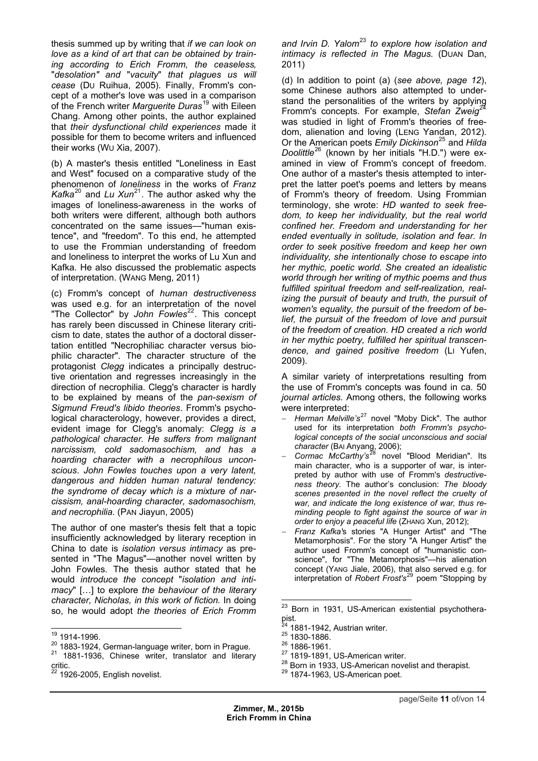thesis summed up by writing that *if we can look on love as a kind of art that can be obtained by training according to Erich Fromm, the ceaseless,* "*desolation" and* "*vacuity*" *that plagues us will cease* (DU Ruihua, 2005). Finally, Fromm's concept of a mother's love was used in a comparison of the French writer *Marguerite Duras*[19] with Eileen Chang. Among other points, the author explained that *their dysfunctional child experiences* made it possible for them to become writers and influenced their works (WU Xia, 2007).

(b) A master's thesis entitled "Loneliness in East and West" focused on a comparative study of the phenomenon of *loneliness* in the works of *Franz Kafka*[20] and *Lu Xun*[21]. The author asked why the images of loneliness-awareness in the works of both writers were different, although both authors concentrated on the same issues—"human existence", and "freedom". To this end, he attempted to use the Frommian understanding of freedom and loneliness to interpret the works of Lu Xun and Kafka. He also discussed the problematic aspects of interpretation. (WANG Meng, 2011)

(c) Fromm's concept of *human destructiveness* was used e.g. for an interpretation of the novel "The Collector" by *John Fowles*[22]. This concept has rarely been discussed in Chinese literary criticism to date, states the author of a doctoral dissertation entitled "Necrophiliac character versus biophilic character". The character structure of the protagonist *Clegg* indicates a principally destructive orientation and regresses increasingly in the direction of necrophilia. Clegg's character is hardly to be explained by means of the *pan-sexism of Sigmund Freud's libido theories*. Fromm's psychological characterology, however, provides a direct, evident image for Clegg's anomaly: *Clegg is a pathological character. He suffers from malignant narcissism, cold sadomasochism, and has a hoarding character with a necrophilous unconscious*. *John Fowles touches upon a very latent, dangerous and hidden human natural tendency: the syndrome of decay which is a mixture of narcissism, anal-hoarding character, sadomasochism, and necrophilia.* (PAN Jiayun, 2005)

The author of one master's thesis felt that a topic insufficiently acknowledged by literary reception in China to date is *isolation versus intimacy* as presented in "The Magus"—another novel written by John Fowles. The thesis author stated that he would *introduce the concept* "*isolation and intimacy*" […] to explore *the behaviour of the literary character, Nicholas, in this work of fiction.* In doing so, he would adopt *the theories of Erich Fromm and Irvin D. Yalom*[23] *to explore how isolation and intimacy is reflected in The Magus.* (DUAN Dan, 2011)

(d) In addition to point (a) (*see above, page 12*), some Chinese authors also attempted to understand the personalities of the writers by applying Fromm's concepts. For example, *Stefan Zweig*[24] was studied in light of Fromm's theories of freedom, alienation and loving (LENG Yandan, 2012). Or the American poets *Emily Dickinson*[25] and *Hilda Doolittle*[26] (known by her initials "H.D.") were examined in view of Fromm's concept of freedom. One author of a master's thesis attempted to interpret the latter poet's poems and letters by means of Fromm's theory of freedom. Using Frommian terminology, she wrote: *HD wanted to seek freedom, to keep her individuality, but the real world confined her. Freedom and understanding for her ended eventually in solitude, isolation and fear. In order to seek positive freedom and keep her own individuality, she intentionally chose to escape into her mythic, poetic world. She created an idealistic world through her writing of mythic poems and thus fulfilled spiritual freedom and self-realization, realizing the pursuit of beauty and truth, the pursuit of women's equality, the pursuit of the freedom of belief, the pursuit of the freedom of love and pursuit of the freedom of creation. HD created a rich world in her mythic poetry, fulfilled her spiritual transcendence, and gained positive freedom* (LI Yufen, 2009).

A similar variety of interpretations resulting from the use of Fromm's concepts was found in ca. 50 *journal articles.* Among others, the following works were interpreted:

- *Herman Melville's*[27] novel "Moby Dick". The author used for its interpretation *both Fromm's psychological concepts of the social unconscious and social character* (BAI Anyang, 2006);
- *Cormac McCarthy's*[28] novel "Blood Meridian". Its main character, who is a supporter of war, is interpreted by author with use of Fromm's *destructiveness theory.* The author's conclusion: *The bloody scenes presented in the novel reflect the cruelty of war, and indicate the long existence of war, thus reminding people to fight against the source of war in order to enjoy a peaceful life* (ZHANG Xun, 2012);
- *Franz Kafka'*s stories "A Hunger Artist" and "The Metamorphosis". For the story "A Hunger Artist" the author used Fromm's concept of "humanistic conscience", for "The Metamorphosis"—his alienation concept (YANG Jiale, 2006), that also served e.g. for interpretation of *Robert Frost's*[29] poem "Stopping by

---

[19] 1914-1996.

[20] 1883-1924, German-language writer, born in Prague.

[21] 1881-1936, Chinese writer, translator and literary critic.

[22] 1926-2005, English novelist.

[23] Born in 1931, US-American existential psychotherapist.

[24] 1881-1942, Austrian writer.

[25] 1830-1886.

[26] 1886-1961.

[27] 1819-1891, US-American writer.

[28] Born in 1933, US-American novelist and therapist.

[29] 1874-1963, US-American poet.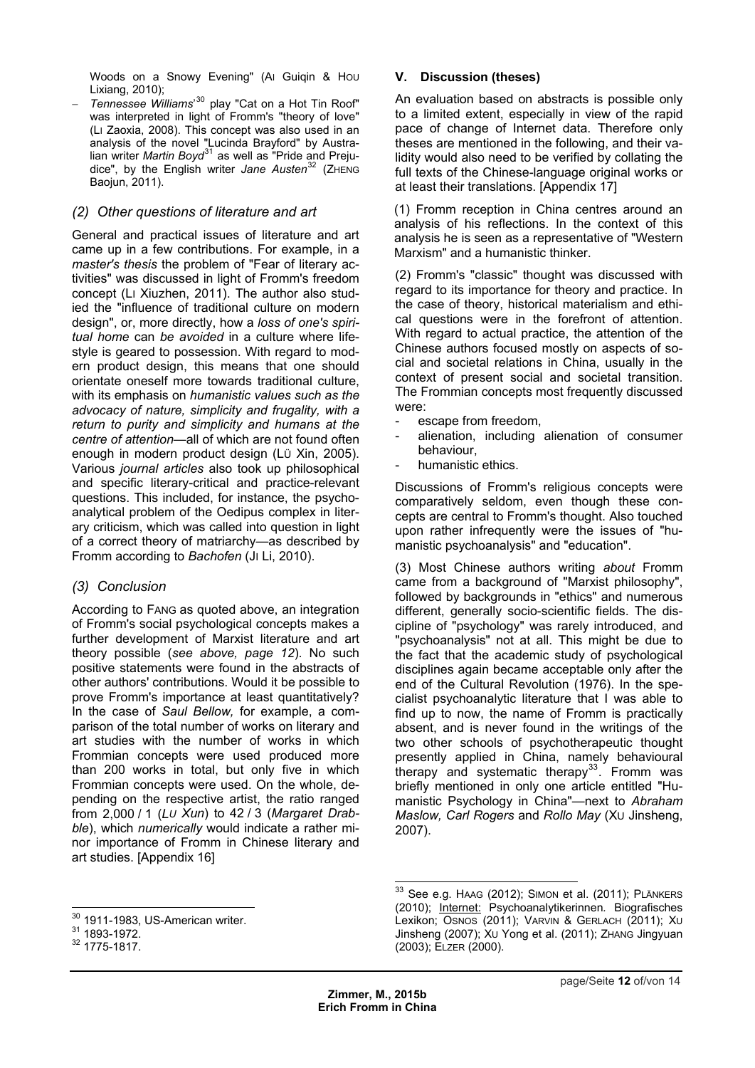Woods on a Snowy Evening" (AI Guiqin & HOU Lixiang, 2010);

- *Tennessee Williams'*[30] play "Cat on a Hot Tin Roof" was interpreted in light of Fromm's "theory of love" (LI Zaoxia, 2008). This concept was also used in an analysis of the novel "Lucinda Brayford" by Australian writer *Martin Boyd*[31] as well as "Pride and Prejudice", by the English writer *Jane Austen*[32] (ZHENG Baojun, 2011).

### *(2) Other questions of literature and art*

General and practical issues of literature and art came up in a few contributions. For example, in a *master's thesis* the problem of "Fear of literary activities" was discussed in light of Fromm's freedom concept (LI Xiuzhen, 2011). The author also studied the "influence of traditional culture on modern design", or, more directly, how a *loss of one's spiritual home* can *be avoided* in a culture where lifestyle is geared to possession. With regard to modern product design, this means that one should orientate oneself more towards traditional culture, with its emphasis on *humanistic values such as the advocacy of nature, simplicity and frugality, with a return to purity and simplicity and humans at the centre of attention*—all of which are not found often enough in modern product design (LÜ Xin, 2005). Various *journal articles* also took up philosophical and specific literary-critical and practice-relevant questions. This included, for instance, the psychoanalytical problem of the Oedipus complex in literary criticism, which was called into question in light of a correct theory of matriarchy—as described by Fromm according to *Bachofen* (JI Li, 2010).

### *(3) Conclusion*

According to FANG as quoted above, an integration of Fromm's social psychological concepts makes a further development of Marxist literature and art theory possible (*see above, page 12*). No such positive statements were found in the abstracts of other authors' contributions. Would it be possible to prove Fromm's importance at least quantitatively? In the case of *Saul Bellow,* for example, a comparison of the total number of works on literary and art studies with the number of works in which Frommian concepts were used produced more than 200 works in total, but only five in which Frommian concepts were used. On the whole, depending on the respective artist, the ratio ranged from 2,000 / 1 (*LU Xun*) to 42 / 3 (*Margaret Drabble*), which *numerically* would indicate a rather minor importance of Fromm in Chinese literary and art studies. [Appendix 16]

## V. Discussion (theses)

An evaluation based on abstracts is possible only to a limited extent, especially in view of the rapid pace of change of Internet data. Therefore only theses are mentioned in the following, and their validity would also need to be verified by collating the full texts of the Chinese-language original works or at least their translations. [Appendix 17]

(1) Fromm reception in China centres around an analysis of his reflections. In the context of this analysis he is seen as a representative of "Western Marxism" and a humanistic thinker.

(2) Fromm's "classic" thought was discussed with regard to its importance for theory and practice. In the case of theory, historical materialism and ethical questions were in the forefront of attention. With regard to actual practice, the attention of the Chinese authors focused mostly on aspects of social and societal relations in China, usually in the context of present social and societal transition. The Frommian concepts most frequently discussed were:

- escape from freedom,
- alienation, including alienation of consumer behaviour,
- humanistic ethics.

Discussions of Fromm's religious concepts were comparatively seldom, even though these concepts are central to Fromm's thought. Also touched upon rather infrequently were the issues of "humanistic psychoanalysis" and "education".

(3) Most Chinese authors writing *about* Fromm came from a background of "Marxist philosophy", followed by backgrounds in "ethics" and numerous different, generally socio-scientific fields. The discipline of "psychology" was rarely introduced, and "psychoanalysis" not at all. This might be due to the fact that the academic study of psychological disciplines again became acceptable only after the end of the Cultural Revolution (1976). In the specialist psychoanalytic literature that I was able to find up to now, the name of Fromm is practically absent, and is never found in the writings of the two other schools of psychotherapeutic thought presently applied in China, namely behavioural therapy and systematic therapy[33]. Fromm was briefly mentioned in only one article entitled "Humanistic Psychology in China"—next to *Abraham Maslow, Carl Rogers* and *Rollo May* (XU Jinsheng, 2007).

---

[30] 1911-1983, US-American writer.

[31] 1893-1972.

[32] 1775-1817.

[33] See e.g. HAAG (2012); SIMON et al. (2011); PLÄNKERS (2010); Internet: Psychoanalytikerinnen. Biografisches Lexikon; OSNOS (2011); VARVIN & GERLACH (2011); XU Jinsheng (2007); XU Yong et al. (2011); ZHANG Jingyuan (2003); ELZER (2000).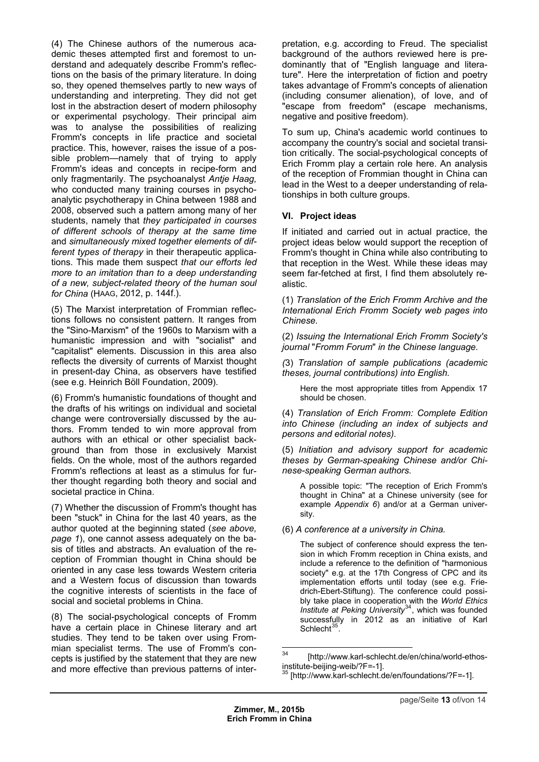(4) The Chinese authors of the numerous academic theses attempted first and foremost to understand and adequately describe Fromm's reflections on the basis of the primary literature. In doing so, they opened themselves partly to new ways of understanding and interpreting. They did not get lost in the abstraction desert of modern philosophy or experimental psychology. Their principal aim was to analyse the possibilities of realizing Fromm's concepts in life practice and societal practice. This, however, raises the issue of a possible problem—namely that of trying to apply Fromm's ideas and concepts in recipe-form and only fragmentarily. The psychoanalyst *Antje Haag,* who conducted many training courses in psychoanalytic psychotherapy in China between 1988 and 2008, observed such a pattern among many of her students, namely that *they participated in courses of different schools of therapy at the same time* and *simultaneously mixed together elements of different types of therapy* in their therapeutic applications. This made them suspect *that our efforts led more to an imitation than to a deep understanding of a new, subject-related theory of the human soul for China* (HAAG, 2012, p. 144f.).

(5) The Marxist interpretation of Frommian reflections follows no consistent pattern. It ranges from the "Sino-Marxism" of the 1960s to Marxism with a humanistic impression and with "socialist" and "capitalist" elements. Discussion in this area also reflects the diversity of currents of Marxist thought in present-day China, as observers have testified (see e.g. Heinrich Böll Foundation, 2009).

(6) Fromm's humanistic foundations of thought and the drafts of his writings on individual and societal change were controversially discussed by the authors. Fromm tended to win more approval from authors with an ethical or other specialist background than from those in exclusively Marxist fields. On the whole, most of the authors regarded Fromm's reflections at least as a stimulus for further thought regarding both theory and social and societal practice in China.

(7) Whether the discussion of Fromm's thought has been "stuck" in China for the last 40 years, as the author quoted at the beginning stated (*see above, page 1*), one cannot assess adequately on the basis of titles and abstracts. An evaluation of the reception of Frommian thought in China should be oriented in any case less towards Western criteria and a Western focus of discussion than towards the cognitive interests of scientists in the face of social and societal problems in China.

(8) The social-psychological concepts of Fromm have a certain place in Chinese literary and art studies. They tend to be taken over using Frommian specialist terms. The use of Fromm's concepts is justified by the statement that they are new and more effective than previous patterns of interpretation, e.g. according to Freud. The specialist background of the authors reviewed here is predominantly that of "English language and literature". Here the interpretation of fiction and poetry takes advantage of Fromm's concepts of alienation (including consumer alienation), of love, and of "escape from freedom" (escape mechanisms, negative and positive freedom).

To sum up, China's academic world continues to accompany the country's social and societal transition critically. The social-psychological concepts of Erich Fromm play a certain role here. An analysis of the reception of Frommian thought in China can lead in the West to a deeper understanding of relationships in both culture groups.

## VI. Project ideas

If initiated and carried out in actual practice, the project ideas below would support the reception of Fromm's thought in China while also contributing to that reception in the West. While these ideas may seem far-fetched at first, I find them absolutely realistic.

(1) *Translation of the Erich Fromm Archive and the International Erich Fromm Society web pages into Chinese.*

(2) *Issuing the International Erich Fromm Society's journal "Fromm Forum" in the Chinese language.*

(3) *Translation of sample publications (academic theses, journal contributions) into English.*

> Here the most appropriate titles from Appendix 17 should be chosen.

(4) *Translation of Erich Fromm: Complete Edition into Chinese (including an index of subjects and persons and editorial notes).*

(5) *Initiation and advisory support for academic theses by German-speaking Chinese and/or Chinese-speaking German authors.*

> A possible topic: "The reception of Erich Fromm's thought in China" at a Chinese university (see for example *Appendix 6*) and/or at a German university.

(6) *A conference at a university in China.*

> The subject of conference should express the tension in which Fromm reception in China exists, and include a reference to the definition of "harmonious society" e.g. at the 17th Congress of CPC and its implementation efforts until today (see e.g. Friedrich-Ebert-Stiftung). The conference could possibly take place in cooperation with the *World Ethics Institute at Peking University*[34], which was founded successfully in 2012 as an initiative of Karl Schlecht[35].

---

[34] [http://www.karl-schlecht.de/en/china/world-ethos-institute-beijing-weib/?F=-1].

[35] [http://www.karl-schlecht.de/en/foundations/?F=-1].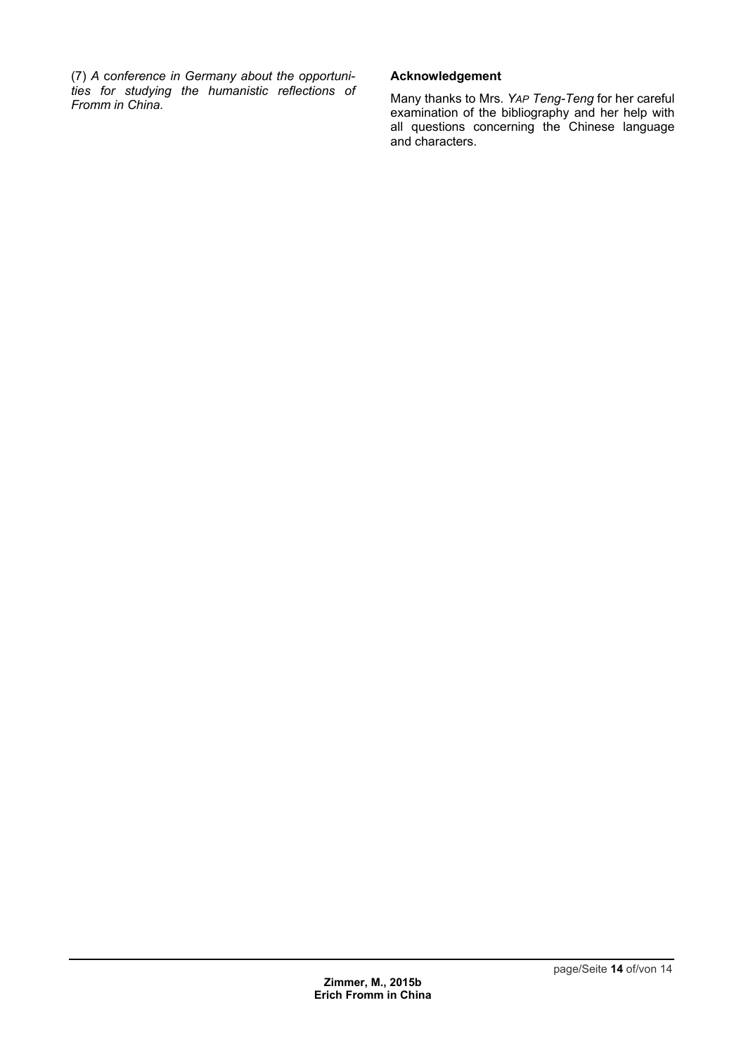(7) *A conference in Germany about the opportunities for studying the humanistic reflections of Fromm in China.*

**Acknowledgement**

Many thanks to Mrs. *YAP Teng-Teng* for her careful examination of the bibliography and her help with all questions concerning the Chinese language and characters.